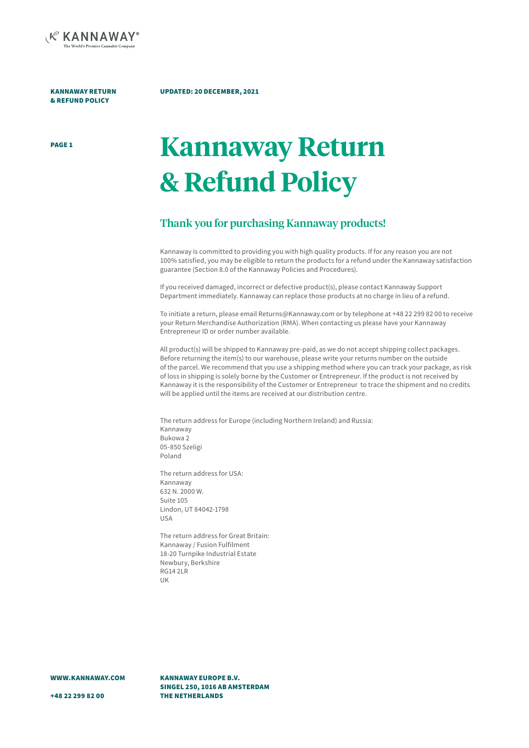KANNAWAY RETURN & REFUND POLICY

UPDATED: 20 DECEMBER, 2021

# Kannaway Return & Refund Policy

## Thank you for purchasing Kannaway products!

Kannaway is committed to providing you with high quality products. If for any reason you are not 100% satisfied, you may be eligible to return the products for a refund under the Kannaway satisfaction guarantee (Section 8.0 of the Kannaway Policies and Procedures).

If you received damaged, incorrect or defective product(s), please contact Kannaway Support Department immediately. Kannaway can replace those products at no charge in lieu of a refund.

To initiate a return, please email Returns@Kannaway.com or by telephone at +48 22 299 82 00 to receive your Return Merchandise Authorization (RMA). When contacting us please have your Kannaway Entrepreneur ID or order number available.

All product(s) will be shipped to Kannaway pre-paid, as we do not accept shipping collect packages. Before returning the item(s) to our warehouse, please write your returns number on the outside of the parcel. We recommend that you use a shipping method where you can track your package, as risk of loss in shipping is solely borne by the Customer or Entrepreneur. If the product is not received by Kannaway it is the responsibility of the Customer or Entrepreneur to trace the shipment and no credits will be applied until the items are received at our distribution centre.

The return address for Europe (including Northern Ireland) and Russia:
Kannaway
Bukowa 2
05-850 Szeligi
Poland

The return address for USA:
Kannaway
632 N. 2000 W.
Suite 105
Lindon, UT 84042-1798
USA

The return address for Great Britain:
Kannaway / Fusion Fulfilment
18-20 Turnpike Industrial Estate
Newbury, Berkshire
RG14 2LR
UK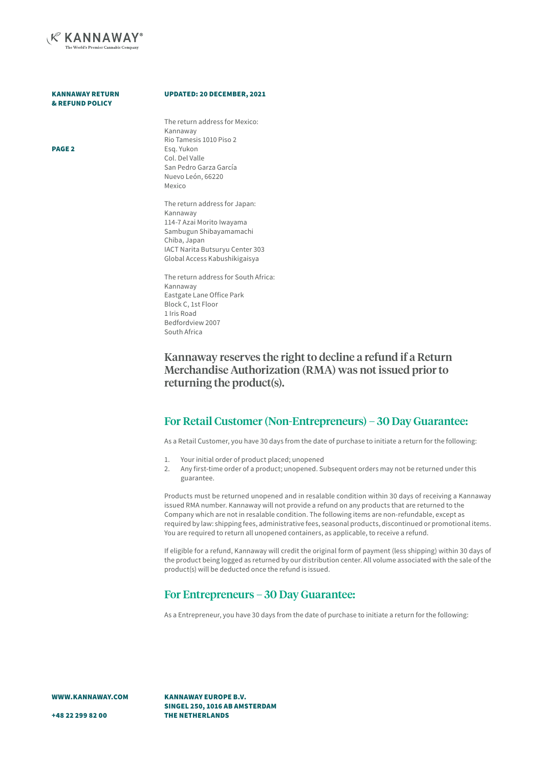The return address for Mexico:
Kannaway
Rio Tamesis 1010 Piso 2
Esq. Yukon
Col. Del Valle
San Pedro Garza García
Nuevo León, 66220
Mexico

The return address for Japan:
Kannaway
114-7 Azai Morito Iwayama
Sambugun Shibayamamachi
Chiba, Japan
IACT Narita Butsuryu Center 303
Global Access Kabushikigaisya

The return address for South Africa:
Kannaway
Eastgate Lane Office Park
Block C, 1st Floor
1 Iris Road
Bedfordview 2007
South Africa

**Kannaway reserves the right to decline a refund if a Return Merchandise Authorization (RMA) was not issued prior to returning the product(s).**

## For Retail Customer (Non-Entrepreneurs) – 30 Day Guarantee:

As a Retail Customer, you have 30 days from the date of purchase to initiate a return for the following:

1. Your initial order of product placed; unopened
2. Any first-time order of a product; unopened. Subsequent orders may not be returned under this guarantee.

Products must be returned unopened and in resalable condition within 30 days of receiving a Kannaway issued RMA number. Kannaway will not provide a refund on any products that are returned to the Company which are not in resalable condition. The following items are non-refundable, except as required by law: shipping fees, administrative fees, seasonal products, discontinued or promotional items. You are required to return all unopened containers, as applicable, to receive a refund.

If eligible for a refund, Kannaway will credit the original form of payment (less shipping) within 30 days of the product being logged as returned by our distribution center. All volume associated with the sale of the product(s) will be deducted once the refund is issued.

## For Entrepreneurs – 30 Day Guarantee:

As a Entrepreneur, you have 30 days from the date of purchase to initiate a return for the following: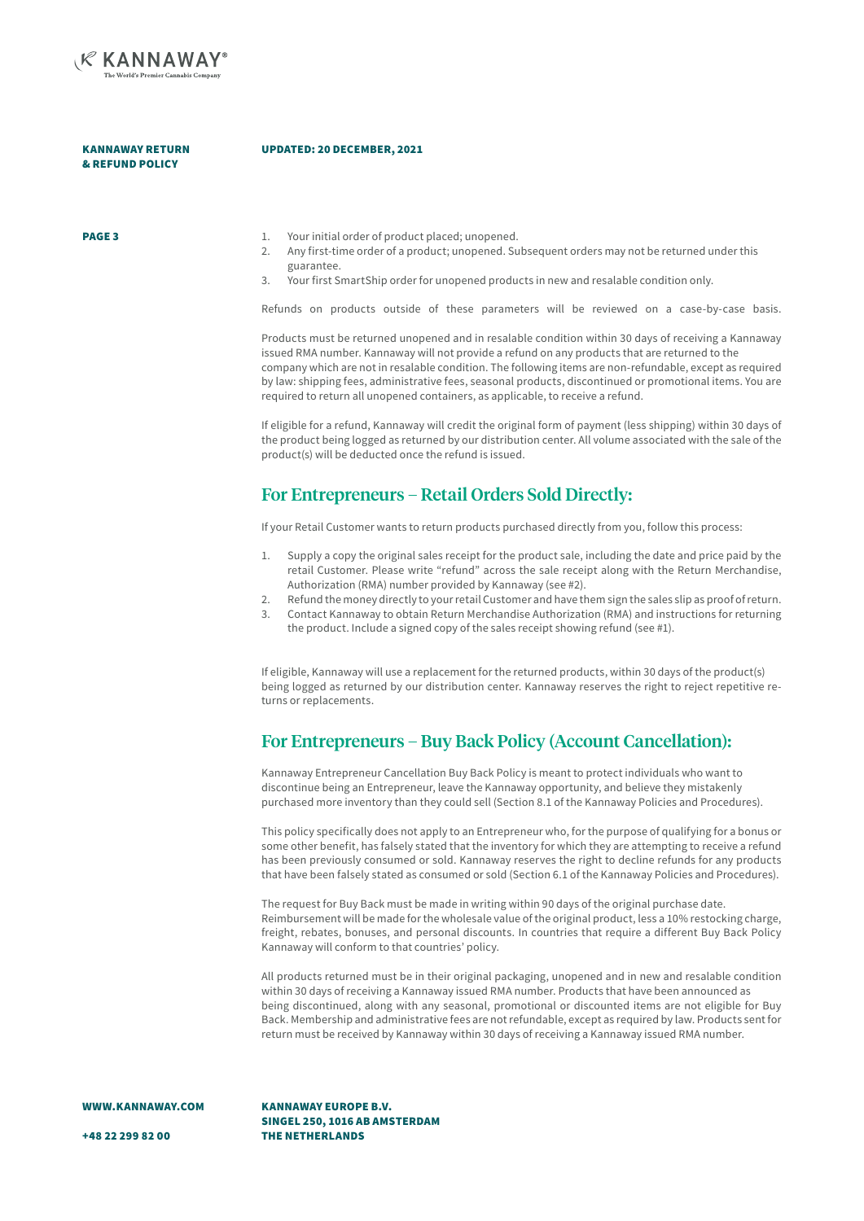1. Your initial order of product placed; unopened.
2. Any first-time order of a product; unopened. Subsequent orders may not be returned under this guarantee.
3. Your first SmartShip order for unopened products in new and resalable condition only.

Refunds on products outside of these parameters will be reviewed on a case-by-case basis.

Products must be returned unopened and in resalable condition within 30 days of receiving a Kannaway issued RMA number. Kannaway will not provide a refund on any products that are returned to the company which are not in resalable condition. The following items are non-refundable, except as required by law: shipping fees, administrative fees, seasonal products, discontinued or promotional items. You are required to return all unopened containers, as applicable, to receive a refund.

If eligible for a refund, Kannaway will credit the original form of payment (less shipping) within 30 days of the product being logged as returned by our distribution center. All volume associated with the sale of the product(s) will be deducted once the refund is issued.

## For Entrepreneurs – Retail Orders Sold Directly:

If your Retail Customer wants to return products purchased directly from you, follow this process:

1. Supply a copy the original sales receipt for the product sale, including the date and price paid by the retail Customer. Please write "refund" across the sale receipt along with the Return Merchandise, Authorization (RMA) number provided by Kannaway (see #2).
2. Refund the money directly to your retail Customer and have them sign the sales slip as proof of return.
3. Contact Kannaway to obtain Return Merchandise Authorization (RMA) and instructions for returning the product. Include a signed copy of the sales receipt showing refund (see #1).

If eligible, Kannaway will use a replacement for the returned products, within 30 days of the product(s) being logged as returned by our distribution center. Kannaway reserves the right to reject repetitive returns or replacements.

## For Entrepreneurs – Buy Back Policy (Account Cancellation):

Kannaway Entrepreneur Cancellation Buy Back Policy is meant to protect individuals who want to discontinue being an Entrepreneur, leave the Kannaway opportunity, and believe they mistakenly purchased more inventory than they could sell (Section 8.1 of the Kannaway Policies and Procedures).

This policy specifically does not apply to an Entrepreneur who, for the purpose of qualifying for a bonus or some other benefit, has falsely stated that the inventory for which they are attempting to receive a refund has been previously consumed or sold. Kannaway reserves the right to decline refunds for any products that have been falsely stated as consumed or sold (Section 6.1 of the Kannaway Policies and Procedures).

The request for Buy Back must be made in writing within 90 days of the original purchase date. Reimbursement will be made for the wholesale value of the original product, less a 10% restocking charge, freight, rebates, bonuses, and personal discounts. In countries that require a different Buy Back Policy Kannaway will conform to that countries' policy.

All products returned must be in their original packaging, unopened and in new and resalable condition within 30 days of receiving a Kannaway issued RMA number. Products that have been announced as being discontinued, along with any seasonal, promotional or discounted items are not eligible for Buy Back. Membership and administrative fees are not refundable, except as required by law. Products sent for return must be received by Kannaway within 30 days of receiving a Kannaway issued RMA number.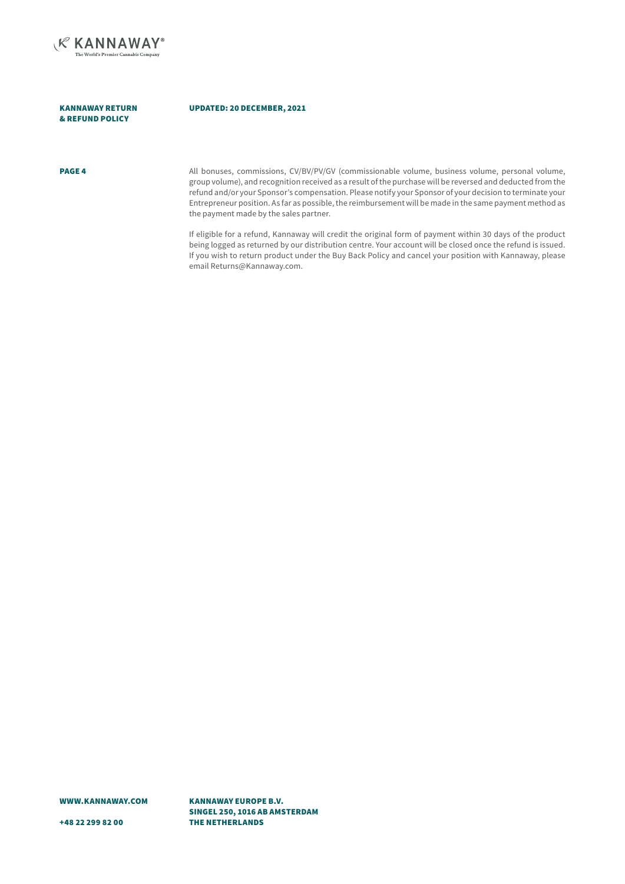All bonuses, commissions, CV/BV/PV/GV (commissionable volume, business volume, personal volume, group volume), and recognition received as a result of the purchase will be reversed and deducted from the refund and/or your Sponsor's compensation. Please notify your Sponsor of your decision to terminate your Entrepreneur position. As far as possible, the reimbursement will be made in the same payment method as the payment made by the sales partner.

If eligible for a refund, Kannaway will credit the original form of payment within 30 days of the product being logged as returned by our distribution centre. Your account will be closed once the refund is issued. If you wish to return product under the Buy Back Policy and cancel your position with Kannaway, please email Returns@Kannaway.com.